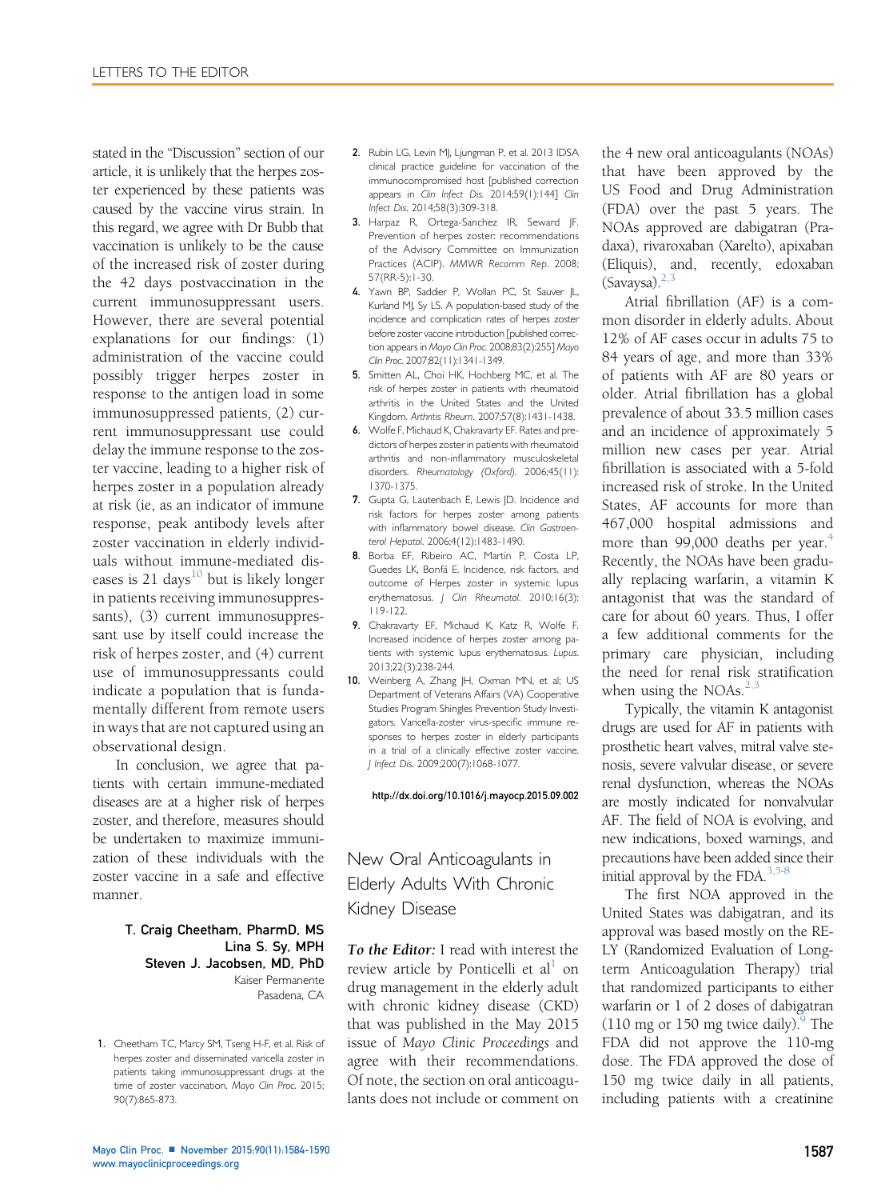stated in the "Discussion" section of our article, it is unlikely that the herpes zoster experienced by these patients was caused by the vaccine virus strain. In this regard, we agree with Dr Bubb that vaccination is unlikely to be the cause of the increased risk of zoster during the 42 days postvaccination in the current immunosuppressant users. However, there are several potential explanations for our findings: (1) administration of the vaccine could possibly trigger herpes zoster in response to the antigen load in some immunosuppressed patients, (2) current immunosuppressant use could delay the immune response to the zoster vaccine, leading to a higher risk of herpes zoster in a population already at risk (ie, as an indicator of immune response, peak antibody levels after zoster vaccination in elderly individuals without immune-mediated diseases is 21 days[10] but is likely longer in patients receiving immunosuppressants), (3) current immunosuppressant use by itself could increase the risk of herpes zoster, and (4) current use of immunosuppressants could indicate a population that is fundamentally different from remote users in ways that are not captured using an observational design.

In conclusion, we agree that patients with certain immune-mediated diseases are at a higher risk of herpes zoster, and therefore, measures should be undertaken to maximize immunization of these individuals with the zoster vaccine in a safe and effective manner.

**T. Craig Cheetham, PharmD, MS**
**Lina S. Sy, MPH**
**Steven J. Jacobsen, MD, PhD**
Kaiser Permanente
Pasadena, CA

1. Cheetham TC, Marcy SM, Tseng H-F, et al. Risk of herpes zoster and disseminated varicella zoster in patients taking immunosuppressant drugs at the time of zoster vaccination. *Mayo Clin Proc*. 2015; 90(7):865-873.
2. Rubin LG, Levin MJ, Ljungman P, et al. 2013 IDSA clinical practice guideline for vaccination of the immunocompromised host [published correction appears in *Clin Infect Dis*. 2014;59(1):144] *Clin Infect Dis*. 2014;58(3):309-318.
3. Harpaz R, Ortega-Sanchez IR, Seward JF. Prevention of herpes zoster: recommendations of the Advisory Committee on Immunization Practices (ACIP). *MMWR Recomm Rep*. 2008; 57(RR-5):1-30.
4. Yawn BP, Saddier P, Wollan PC, St Sauver JL, Kurland MJ, Sy LS. A population-based study of the incidence and complication rates of herpes zoster before zoster vaccine introduction [published correction appears in *Mayo Clin Proc*. 2008;83(2):255] *Mayo Clin Proc*. 2007;82(11):1341-1349.
5. Smitten AL, Choi HK, Hochberg MC, et al. The risk of herpes zoster in patients with rheumatoid arthritis in the United States and the United Kingdom. *Arthritis Rheum*. 2007;57(8):1431-1438.
6. Wolfe F, Michaud K, Chakravarty EF. Rates and predictors of herpes zoster in patients with rheumatoid arthritis and non-inflammatory musculoskeletal disorders. *Rheumatology (Oxford)*. 2006;45(11): 1370-1375.
7. Gupta G, Lautenbach E, Lewis JD. Incidence and risk factors for herpes zoster among patients with inflammatory bowel disease. *Clin Gastroenterol Hepatol*. 2006;4(12):1483-1490.
8. Borba EF, Ribeiro AC, Martin P, Costa LP, Guedes LK, Bonfá E. Incidence, risk factors, and outcome of Herpes zoster in systemic lupus erythematosus. *J Clin Rheumatol*. 2010;16(3): 119-122.
9. Chakravarty EF, Michaud K, Katz R, Wolfe F. Increased incidence of herpes zoster among patients with systemic lupus erythematosus. *Lupus*. 2013;22(3):238-244.
10. Weinberg A, Zhang JH, Oxman MN, et al; US Department of Veterans Affairs (VA) Cooperative Studies Program Shingles Prevention Study Investigators. Varicella-zoster virus-specific immune responses to herpes zoster in elderly participants in a trial of a clinically effective zoster vaccine. *J Infect Dis*. 2009;200(7):1068-1077.

http://dx.doi.org/10.1016/j.mayocp.2015.09.002

## New Oral Anticoagulants in Elderly Adults With Chronic Kidney Disease

***To the Editor:*** I read with interest the review article by Ponticelli et al[1] on drug management in the elderly adult with chronic kidney disease (CKD) that was published in the May 2015 issue of *Mayo Clinic Proceedings* and agree with their recommendations. Of note, the section on oral anticoagulants does not include or comment on the 4 new oral anticoagulants (NOAs) that have been approved by the US Food and Drug Administration (FDA) over the past 5 years. The NOAs approved are dabigatran (Pradaxa), rivaroxaban (Xarelto), apixaban (Eliquis), and, recently, edoxaban (Savaysa).[2,3]

Atrial fibrillation (AF) is a common disorder in elderly adults. About 12% of AF cases occur in adults 75 to 84 years of age, and more than 33% of patients with AF are 80 years or older. Atrial fibrillation has a global prevalence of about 33.5 million cases and an incidence of approximately 5 million new cases per year. Atrial fibrillation is associated with a 5-fold increased risk of stroke. In the United States, AF accounts for more than 467,000 hospital admissions and more than 99,000 deaths per year.[4] Recently, the NOAs have been gradually replacing warfarin, a vitamin K antagonist that was the standard of care for about 60 years. Thus, I offer a few additional comments for the primary care physician, including the need for renal risk stratification when using the NOAs.[2,3]

Typically, the vitamin K antagonist drugs are used for AF in patients with prosthetic heart valves, mitral valve stenosis, severe valvular disease, or severe renal dysfunction, whereas the NOAs are mostly indicated for nonvalvular AF. The field of NOA is evolving, and new indications, boxed warnings, and precautions have been added since their initial approval by the FDA.[3,5-8]

The first NOA approved in the United States was dabigatran, and its approval was based mostly on the RE-LY (Randomized Evaluation of Long-term Anticoagulation Therapy) trial that randomized participants to either warfarin or 1 of 2 doses of dabigatran (110 mg or 150 mg twice daily).[9] The FDA did not approve the 110-mg dose. The FDA approved the dose of 150 mg twice daily in all patients, including patients with a creatinine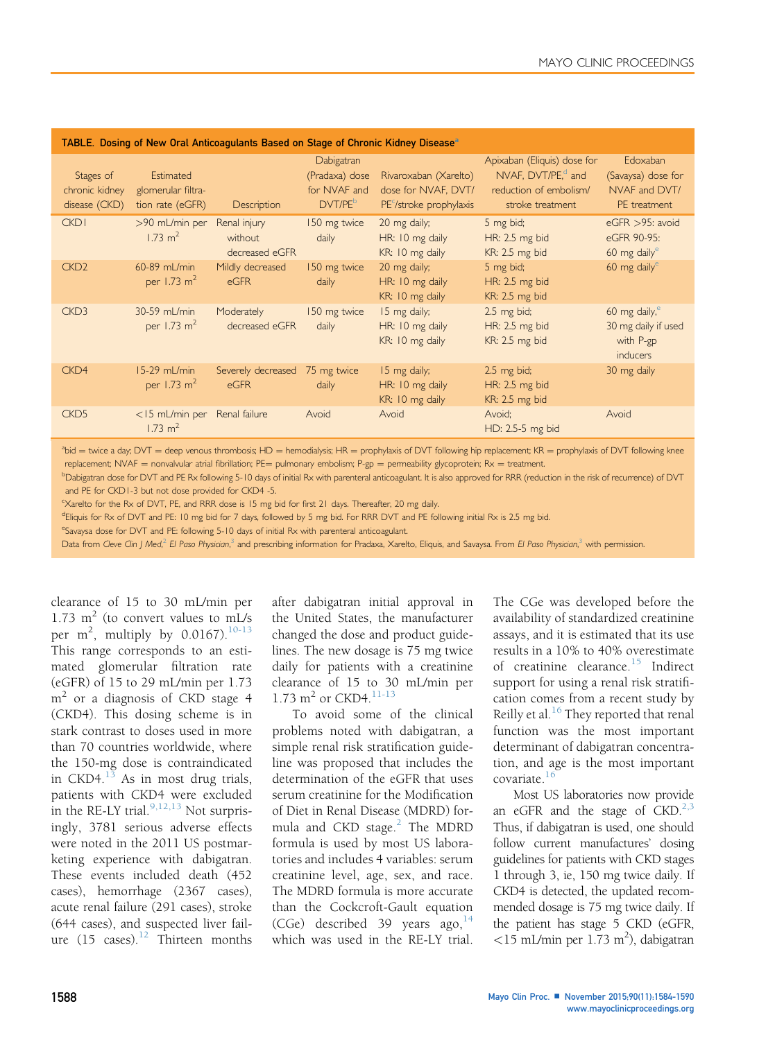**TABLE. Dosing of New Oral Anticoagulants Based on Stage of Chronic Kidney Disease[a]**

| Stages of chronic kidney disease (CKD) | Estimated glomerular filtration rate (eGFR) | Description | Dabigatran (Pradaxa) dose for NVAF and DVT/PE[b] | Rivaroxaban (Xarelto) dose for NVAF, DVT/PE[c]/stroke prophylaxis | Apixaban (Eliquis) dose for NVAF, DVT/PE,[d] and reduction of embolism/stroke treatment | Edoxaban (Savaysa) dose for NVAF and DVT/PE treatment |
|---|---|---|---|---|---|---|
| CKD1 | >90 mL/min per 1.73 m$^2$ | Renal injury without decreased eGFR | 150 mg twice daily | 20 mg daily; HR: 10 mg daily KR: 10 mg daily | 5 mg bid; HR: 2.5 mg bid KR: 2.5 mg bid | eGFR >95: avoid eGFR 90-95: 60 mg daily[e] |
| CKD2 | 60-89 mL/min per 1.73 m$^2$ | Mildly decreased eGFR | 150 mg twice daily | 20 mg daily; HR: 10 mg daily KR: 10 mg daily | 5 mg bid; HR: 2.5 mg bid KR: 2.5 mg bid | 60 mg daily[e] |
| CKD3 | 30-59 mL/min per 1.73 m$^2$ | Moderately decreased eGFR | 150 mg twice daily | 15 mg daily; HR: 10 mg daily KR: 10 mg daily | 2.5 mg bid; HR: 2.5 mg bid KR: 2.5 mg bid | 60 mg daily,[e] 30 mg daily if used with P-gp inducers |
| CKD4 | 15-29 mL/min per 1.73 m$^2$ | Severely decreased eGFR | 75 mg twice daily | 15 mg daily; HR: 10 mg daily KR: 10 mg daily | 2.5 mg bid; HR: 2.5 mg bid KR: 2.5 mg bid | 30 mg daily |
| CKD5 | <15 mL/min per 1.73 m$^2$ | Renal failure | Avoid | Avoid | Avoid; HD: 2.5-5 mg bid | Avoid |

[a]bid = twice a day; DVT = deep venous thrombosis; HD = hemodialysis; HR = prophylaxis of DVT following hip replacement; KR = prophylaxis of DVT following knee replacement; NVAF = nonvalvular atrial fibrillation; PE= pulmonary embolism; P-gp = permeability glycoprotein; Rx = treatment.

[b]Dabigatran dose for DVT and PE Rx following 5-10 days of initial Rx with parenteral anticoagulant. It is also approved for RRR (reduction in the risk of recurrence) of DVT and PE for CKD1-3 but not dose provided for CKD4 -5.

[c]Xarelto for the Rx of DVT, PE, and RRR dose is 15 mg bid for first 21 days. Thereafter, 20 mg daily.

[d]Eliquis for Rx of DVT and PE: 10 mg bid for 7 days, followed by 5 mg bid. For RRR DVT and PE following initial Rx is 2.5 mg bid.

[e]Savaysa dose for DVT and PE: following 5-10 days of initial Rx with parenteral anticoagulant.

Data from *Cleve Clin J Med*,[2] *El Paso Physician*,[3] and prescribing information for Pradaxa, Xarelto, Eliquis, and Savaysa. From *El Paso Physician*,[3] with permission.

clearance of 15 to 30 mL/min per 1.73 m$^2$ (to convert values to mL/s per m$^2$, multiply by 0.0167).[10-13] This range corresponds to an estimated glomerular filtration rate (eGFR) of 15 to 29 mL/min per 1.73 m$^2$ or a diagnosis of CKD stage 4 (CKD4). This dosing scheme is in stark contrast to doses used in more than 70 countries worldwide, where the 150-mg dose is contraindicated in CKD4.[13] As in most drug trials, patients with CKD4 were excluded in the RE-LY trial.[9,12,13] Not surprisingly, 3781 serious adverse effects were noted in the 2011 US postmarketing experience with dabigatran. These events included death (452 cases), hemorrhage (2367 cases), acute renal failure (291 cases), stroke (644 cases), and suspected liver failure (15 cases).[12] Thirteen months after dabigatran initial approval in the United States, the manufacturer changed the dose and product guidelines. The new dosage is 75 mg twice daily for patients with a creatinine clearance of 15 to 30 mL/min per 1.73 m$^2$ or CKD4.[11-13]

To avoid some of the clinical problems noted with dabigatran, a simple renal risk stratification guideline was proposed that includes the determination of the eGFR that uses serum creatinine for the Modification of Diet in Renal Disease (MDRD) formula and CKD stage.[2] The MDRD formula is used by most US laboratories and includes 4 variables: serum creatinine level, age, sex, and race. The MDRD formula is more accurate than the Cockcroft-Gault equation (CGe) described 39 years ago,[14] which was used in the RE-LY trial. The CGe was developed before the availability of standardized creatinine assays, and it is estimated that its use results in a 10% to 40% overestimate of creatinine clearance.[15] Indirect support for using a renal risk stratification comes from a recent study by Reilly et al.[16] They reported that renal function was the most important determinant of dabigatran concentration, and age is the most important covariate.[16]

Most US laboratories now provide an eGFR and the stage of CKD.[2,3] Thus, if dabigatran is used, one should follow current manufactures' dosing guidelines for patients with CKD stages 1 through 3, ie, 150 mg twice daily. If CKD4 is detected, the updated recommended dosage is 75 mg twice daily. If the patient has stage 5 CKD (eGFR, <15 mL/min per 1.73 m$^2$), dabigatran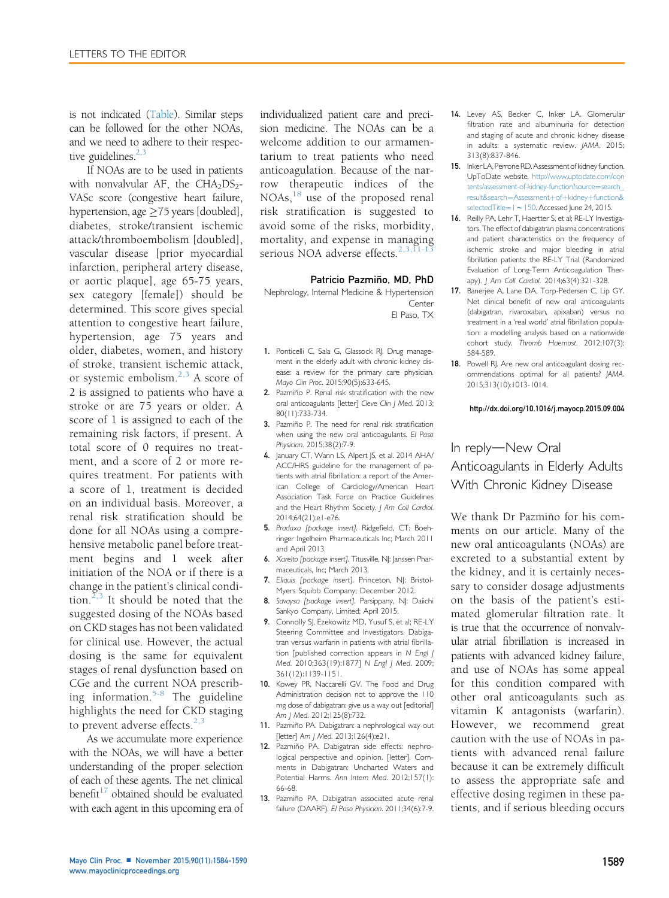is not indicated (Table). Similar steps can be followed for the other NOAs, and we need to adhere to their respective guidelines.[2,3]

If NOAs are to be used in patients with nonvalvular AF, the $CHA_2DS_2$-VASc score (congestive heart failure, hypertension, age ≥75 years [doubled], diabetes, stroke/transient ischemic attack/thromboembolism [doubled], vascular disease [prior myocardial infarction, peripheral artery disease, or aortic plaque], age 65-75 years, sex category [[female]) should be determined. This score gives special attention to congestive heart failure, hypertension, age 75 years and older, diabetes, women, and history of stroke, transient ischemic attack, or systemic embolism.[2,3] A score of 2 is assigned to patients who have a stroke or are 75 years or older. A score of 1 is assigned to each of the remaining risk factors, if present. A total score of 0 requires no treatment, and a score of 2 or more requires treatment. For patients with a score of 1, treatment is decided on an individual basis. Moreover, a renal risk stratification should be done for all NOAs using a comprehensive metabolic panel before treatment begins and 1 week after initiation of the NOA or if there is a change in the patient's clinical condition.[2,3] It should be noted that the suggested dosing of the NOAs based on CKD stages has not been validated for clinical use. However, the actual dosing is the same for equivalent stages of renal dysfunction based on CGe and the current NOA prescribing information.[5-8] The guideline highlights the need for CKD staging to prevent adverse effects.[2,3]

As we accumulate more experience with the NOAs, we will have a better understanding of the proper selection of each of these agents. The net clinical benefit[17] obtained should be evaluated with each agent in this upcoming era of individualized patient care and precision medicine. The NOAs can be a welcome addition to our armamentarium to treat patients who need anticoagulation. Because of the narrow therapeutic indices of the NOAs,[18] use of the proposed renal risk stratification is suggested to avoid some of the risks, morbidity, mortality, and expense in managing serious NOA adverse effects.[2,3,11-13]

**Patricio Pazmiño, MD, PhD**
Nephrology, Internal Medicine & Hypertension Center
El Paso, TX

1. Ponticelli C, Sala G, Glassock RJ. Drug management in the elderly adult with chronic kidney disease: a review for the primary care physician. *Mayo Clin Proc.* 2015;90(5):633-645.
2. Pazmiño P. Renal risk stratification with the new oral anticoagulants [letter] *Cleve Clin J Med.* 2013; 80(11):733-734.
3. Pazmiño P. The need for renal risk stratification when using the new oral anticoagulants. *El Paso Physician.* 2015;38(2):7-9.
4. January CT, Wann LS, Alpert JS, et al. 2014 AHA/ACC/HRS guideline for the management of patients with atrial fibrillation: a report of the American College of Cardiology/American Heart Association Task Force on Practice Guidelines and the Heart Rhythm Society. *J Am Coll Cardiol.* 2014;64(21):e1-e76.
5. *Pradaxa [package insert].* Ridgefield, CT: Boehringer Ingelheim Pharmaceuticals Inc; March 2011 and April 2013.
6. *Xarelto [package insert].* Titusville, NJ: Janssen Pharmaceuticals, Inc; March 2013.
7. *Eliquis [package insert].* Princeton, NJ: Bristol-Myers Squibb Company; December 2012.
8. *Savaysa [package insert].* Parsippany, NJ: Daiichi Sankyo Company, Limited; April 2015.
9. Connolly SJ, Ezekowitz MD, Yusuf S, et al; RE-LY Steering Committee and Investigators. Dabigatran versus warfarin in patients with atrial fibrillation [published correction appears in *N Engl J Med.* 2010;363(19):1877] *N Engl J Med.* 2009; 361(12):1139-1151.
10. Kowey PR, Naccarelli GV. The Food and Drug Administration decision not to approve the 110 mg dose of dabigatran: give us a way out [editorial] *Am J Med.* 2012;125(8):732.
11. Pazmiño PA. Dabigatran: a nephrological way out [letter] *Am J Med.* 2013;126(4):e21.
12. Pazmiño PA. Dabigatran side effects: nephrological perspective and opinion. [letter]. Comments in Dabigatran: Uncharted Waters and Potential Harms. *Ann Intern Med.* 2012;157(1): 66-68.
13. Pazmiño PA. Dabigatran associated acute renal failure (DAARF). *El Paso Physician.* 2011;34(6):7-9.
14. Levey AS, Becker C, Inker LA. Glomerular filtration rate and albuminuria for detection and staging of acute and chronic kidney disease in adults: a systematic review. *JAMA.* 2015; 313(8):837-846.
15. Inker LA, Perrone RD. Assessment of kidney function. UpToDate website. http://www.uptodate.com/contents/assessment-of-kidney-function?source=search_result&search=Assessment+of+kidney+function&selectedTitle=1~150. Accessed June 24, 2015.
16. Reilly PA, Lehr T, Haertter S, et al; RE-LY Investigators. The effect of dabigatran plasma concentrations and patient characteristics on the frequency of ischemic stroke and major bleeding in atrial fibrillation patients: the RE-LY Trial (Randomized Evaluation of Long-Term Anticoagulation Therapy). *J Am Coll Cardiol.* 2014;63(4):321-328.
17. Banerjee A, Lane DA, Torp-Pedersen C, Lip GY. Net clinical benefit of new oral anticoagulants (dabigatran, rivaroxaban, apixaban) versus no treatment in a 'real world' atrial fibrillation population: a modelling analysis based on a nationwide cohort study. *Thromb Haemost.* 2012;107(3): 584-589.
18. Powell RJ. Are new oral anticoagulant dosing recommendations optimal for all patients? *JAMA.* 2015;313(10):1013-1014.

http://dx.doi.org/10.1016/j.mayocp.2015.09.004

## In reply—New Oral Anticoagulants in Elderly Adults With Chronic Kidney Disease

We thank Dr Pazmiño for his comments on our article. Many of the new oral anticoagulants (NOAs) are excreted to a substantial extent by the kidney, and it is certainly necessary to consider dosage adjustments on the basis of the patient's estimated glomerular filtration rate. It is true that the occurrence of nonvalvular atrial fibrillation is increased in patients with advanced kidney failure, and use of NOAs has some appeal for this condition compared with other oral anticoagulants such as vitamin K antagonists (warfarin). However, we recommend great caution with the use of NOAs in patients with advanced renal failure because it can be extremely difficult to assess the appropriate safe and effective dosing regimen in these patients, and if serious bleeding occurs